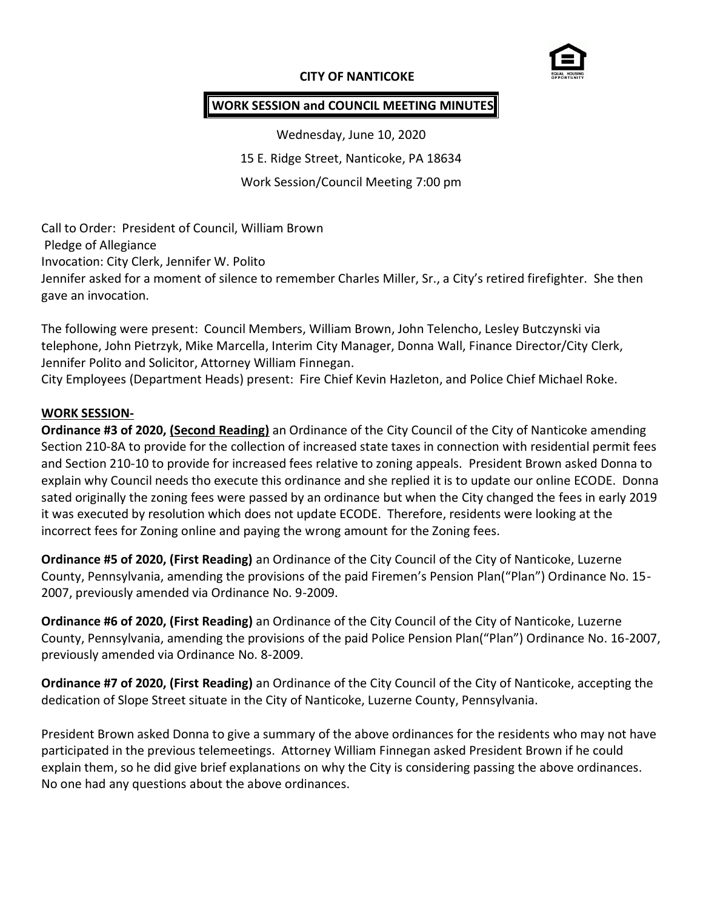**CITY OF NANTICOKE**

**WORK SESSION and COUNCIL MEETING MINUTES**

Wednesday, June 10, 2020

15 E. Ridge Street, Nanticoke, PA 18634

Work Session/Council Meeting 7:00 pm

Call to Order: President of Council, William Brown
Pledge of Allegiance
Invocation: City Clerk, Jennifer W. Polito
Jennifer asked for a moment of silence to remember Charles Miller, Sr., a City's retired firefighter. She then gave an invocation.

The following were present: Council Members, William Brown, John Telencho, Lesley Butczynski via telephone, John Pietrzyk, Mike Marcella, Interim City Manager, Donna Wall, Finance Director/City Clerk, Jennifer Polito and Solicitor, Attorney William Finnegan.
City Employees (Department Heads) present: Fire Chief Kevin Hazleton, and Police Chief Michael Roke.

**WORK SESSION-**

**Ordinance #3 of 2020, (Second Reading)** an Ordinance of the City Council of the City of Nanticoke amending Section 210-8A to provide for the collection of increased state taxes in connection with residential permit fees and Section 210-10 to provide for increased fees relative to zoning appeals. President Brown asked Donna to explain why Council needs tho execute this ordinance and she replied it is to update our online ECODE. Donna sated originally the zoning fees were passed by an ordinance but when the City changed the fees in early 2019 it was executed by resolution which does not update ECODE. Therefore, residents were looking at the incorrect fees for Zoning online and paying the wrong amount for the Zoning fees.

**Ordinance #5 of 2020, (First Reading)** an Ordinance of the City Council of the City of Nanticoke, Luzerne County, Pennsylvania, amending the provisions of the paid Firemen's Pension Plan("Plan") Ordinance No. 15-2007, previously amended via Ordinance No. 9-2009.

**Ordinance #6 of 2020, (First Reading)** an Ordinance of the City Council of the City of Nanticoke, Luzerne County, Pennsylvania, amending the provisions of the paid Police Pension Plan("Plan") Ordinance No. 16-2007, previously amended via Ordinance No. 8-2009.

**Ordinance #7 of 2020, (First Reading)** an Ordinance of the City Council of the City of Nanticoke, accepting the dedication of Slope Street situate in the City of Nanticoke, Luzerne County, Pennsylvania.

President Brown asked Donna to give a summary of the above ordinances for the residents who may not have participated in the previous telemeetings. Attorney William Finnegan asked President Brown if he could explain them, so he did give brief explanations on why the City is considering passing the above ordinances. No one had any questions about the above ordinances.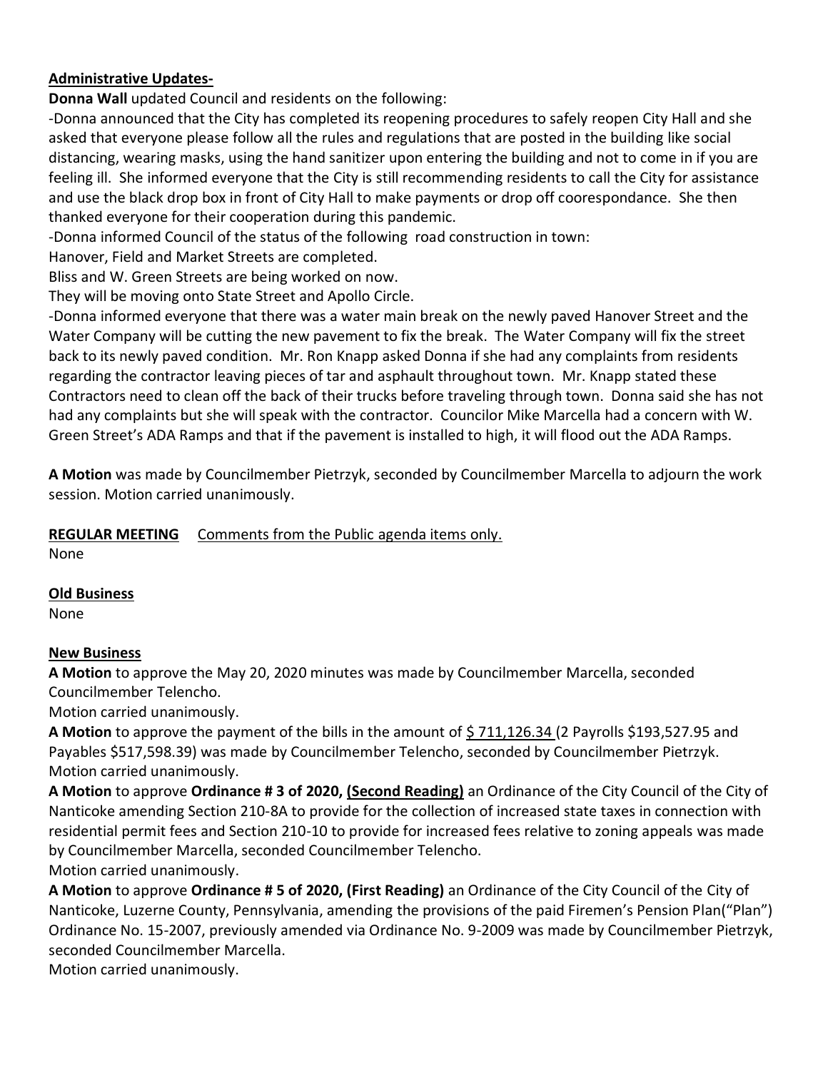**Administrative Updates-**

**Donna Wall** updated Council and residents on the following:

-Donna announced that the City has completed its reopening procedures to safely reopen City Hall and she asked that everyone please follow all the rules and regulations that are posted in the building like social distancing, wearing masks, using the hand sanitizer upon entering the building and not to come in if you are feeling ill. She informed everyone that the City is still recommending residents to call the City for assistance and use the black drop box in front of City Hall to make payments or drop off coorespondance. She then thanked everyone for their cooperation during this pandemic.

-Donna informed Council of the status of the following road construction in town:

Hanover, Field and Market Streets are completed.

Bliss and W. Green Streets are being worked on now.

They will be moving onto State Street and Apollo Circle.

-Donna informed everyone that there was a water main break on the newly paved Hanover Street and the Water Company will be cutting the new pavement to fix the break. The Water Company will fix the street back to its newly paved condition. Mr. Ron Knapp asked Donna if she had any complaints from residents regarding the contractor leaving pieces of tar and asphault throughout town. Mr. Knapp stated these Contractors need to clean off the back of their trucks before traveling through town. Donna said she has not had any complaints but she will speak with the contractor. Councilor Mike Marcella had a concern with W. Green Street's ADA Ramps and that if the pavement is installed to high, it will flood out the ADA Ramps.

**A Motion** was made by Councilmember Pietrzyk, seconded by Councilmember Marcella to adjourn the work session. Motion carried unanimously.

**REGULAR MEETING** Comments from the Public agenda items only.

None

**Old Business**

None

**New Business**

**A Motion** to approve the May 20, 2020 minutes was made by Councilmember Marcella, seconded Councilmember Telencho.

Motion carried unanimously.

**A Motion** to approve the payment of the bills in the amount of $ 711,126.34 (2 Payrolls $193,527.95 and Payables $517,598.39) was made by Councilmember Telencho, seconded by Councilmember Pietrzyk.

Motion carried unanimously.

**A Motion** to approve **Ordinance # 3 of 2020, (Second Reading)** an Ordinance of the City Council of the City of Nanticoke amending Section 210-8A to provide for the collection of increased state taxes in connection with residential permit fees and Section 210-10 to provide for increased fees relative to zoning appeals was made by Councilmember Marcella, seconded Councilmember Telencho.

Motion carried unanimously.

**A Motion** to approve **Ordinance # 5 of 2020, (First Reading)** an Ordinance of the City Council of the City of Nanticoke, Luzerne County, Pennsylvania, amending the provisions of the paid Firemen's Pension Plan("Plan") Ordinance No. 15-2007, previously amended via Ordinance No. 9-2009 was made by Councilmember Pietrzyk, seconded Councilmember Marcella.

Motion carried unanimously.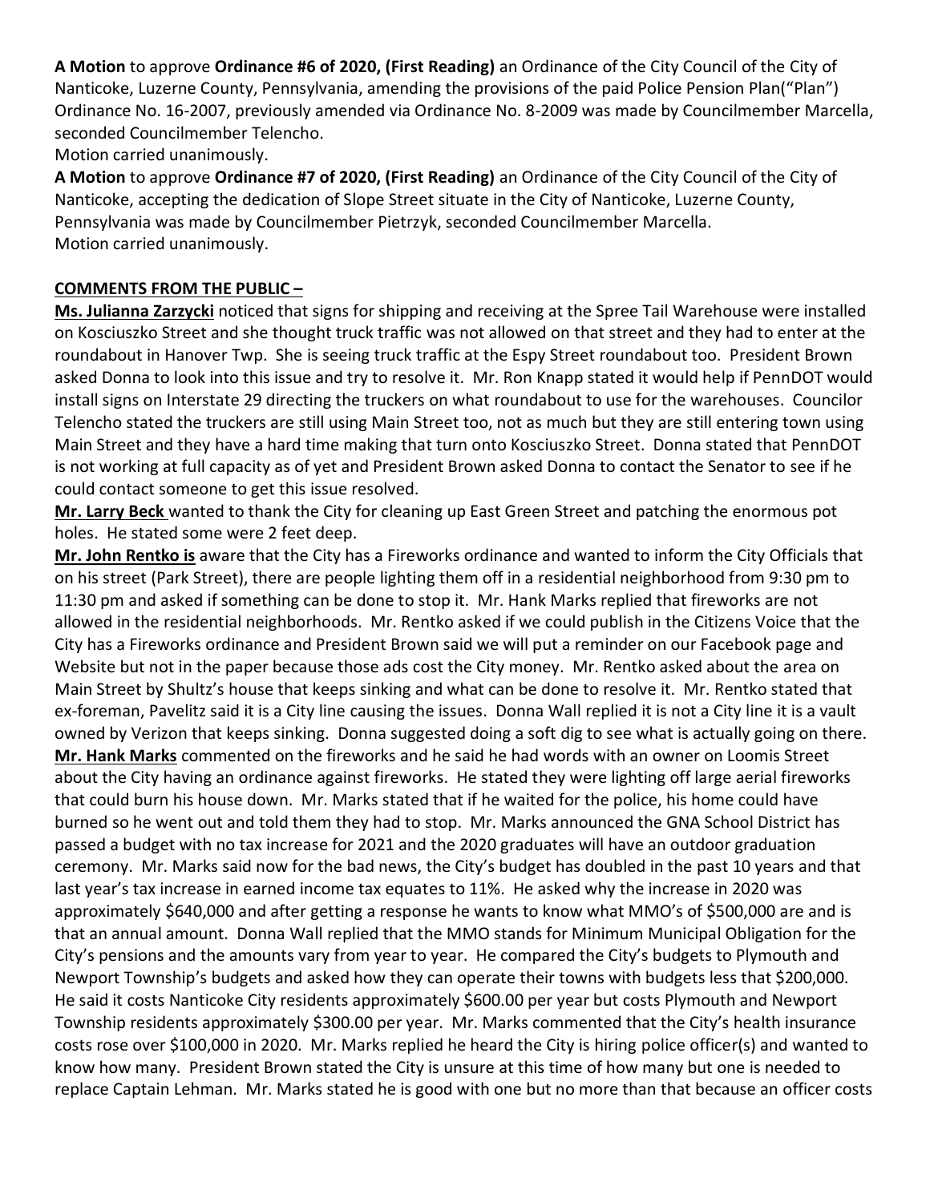**A Motion** to approve **Ordinance #6 of 2020, (First Reading)** an Ordinance of the City Council of the City of Nanticoke, Luzerne County, Pennsylvania, amending the provisions of the paid Police Pension Plan("Plan") Ordinance No. 16-2007, previously amended via Ordinance No. 8-2009 was made by Councilmember Marcella, seconded Councilmember Telencho.
Motion carried unanimously.

**A Motion** to approve **Ordinance #7 of 2020, (First Reading)** an Ordinance of the City Council of the City of Nanticoke, accepting the dedication of Slope Street situate in the City of Nanticoke, Luzerne County, Pennsylvania was made by Councilmember Pietrzyk, seconded Councilmember Marcella.
Motion carried unanimously.

**COMMENTS FROM THE PUBLIC –**

**Ms. Julianna Zarzycki** noticed that signs for shipping and receiving at the Spree Tail Warehouse were installed on Kosciuszko Street and she thought truck traffic was not allowed on that street and they had to enter at the roundabout in Hanover Twp. She is seeing truck traffic at the Espy Street roundabout too. President Brown asked Donna to look into this issue and try to resolve it. Mr. Ron Knapp stated it would help if PennDOT would install signs on Interstate 29 directing the truckers on what roundabout to use for the warehouses. Councilor Telencho stated the truckers are still using Main Street too, not as much but they are still entering town using Main Street and they have a hard time making that turn onto Kosciuszko Street. Donna stated that PennDOT is not working at full capacity as of yet and President Brown asked Donna to contact the Senator to see if he could contact someone to get this issue resolved.

**Mr. Larry Beck** wanted to thank the City for cleaning up East Green Street and patching the enormous pot holes. He stated some were 2 feet deep.

**Mr. John Rentko is** aware that the City has a Fireworks ordinance and wanted to inform the City Officials that on his street (Park Street), there are people lighting them off in a residential neighborhood from 9:30 pm to 11:30 pm and asked if something can be done to stop it. Mr. Hank Marks replied that fireworks are not allowed in the residential neighborhoods. Mr. Rentko asked if we could publish in the Citizens Voice that the City has a Fireworks ordinance and President Brown said we will put a reminder on our Facebook page and Website but not in the paper because those ads cost the City money. Mr. Rentko asked about the area on Main Street by Shultz's house that keeps sinking and what can be done to resolve it. Mr. Rentko stated that ex-foreman, Pavelitz said it is a City line causing the issues. Donna Wall replied it is not a City line it is a vault owned by Verizon that keeps sinking. Donna suggested doing a soft dig to see what is actually going on there.

**Mr. Hank Marks** commented on the fireworks and he said he had words with an owner on Loomis Street about the City having an ordinance against fireworks. He stated they were lighting off large aerial fireworks that could burn his house down. Mr. Marks stated that if he waited for the police, his home could have burned so he went out and told them they had to stop. Mr. Marks announced the GNA School District has passed a budget with no tax increase for 2021 and the 2020 graduates will have an outdoor graduation ceremony. Mr. Marks said now for the bad news, the City's budget has doubled in the past 10 years and that last year's tax increase in earned income tax equates to 11%. He asked why the increase in 2020 was approximately $640,000 and after getting a response he wants to know what MMO's of $500,000 are and is that an annual amount. Donna Wall replied that the MMO stands for Minimum Municipal Obligation for the City's pensions and the amounts vary from year to year. He compared the City's budgets to Plymouth and Newport Township's budgets and asked how they can operate their towns with budgets less that $200,000. He said it costs Nanticoke City residents approximately $600.00 per year but costs Plymouth and Newport Township residents approximately $300.00 per year. Mr. Marks commented that the City's health insurance costs rose over $100,000 in 2020. Mr. Marks replied he heard the City is hiring police officer(s) and wanted to know how many. President Brown stated the City is unsure at this time of how many but one is needed to replace Captain Lehman. Mr. Marks stated he is good with one but no more than that because an officer costs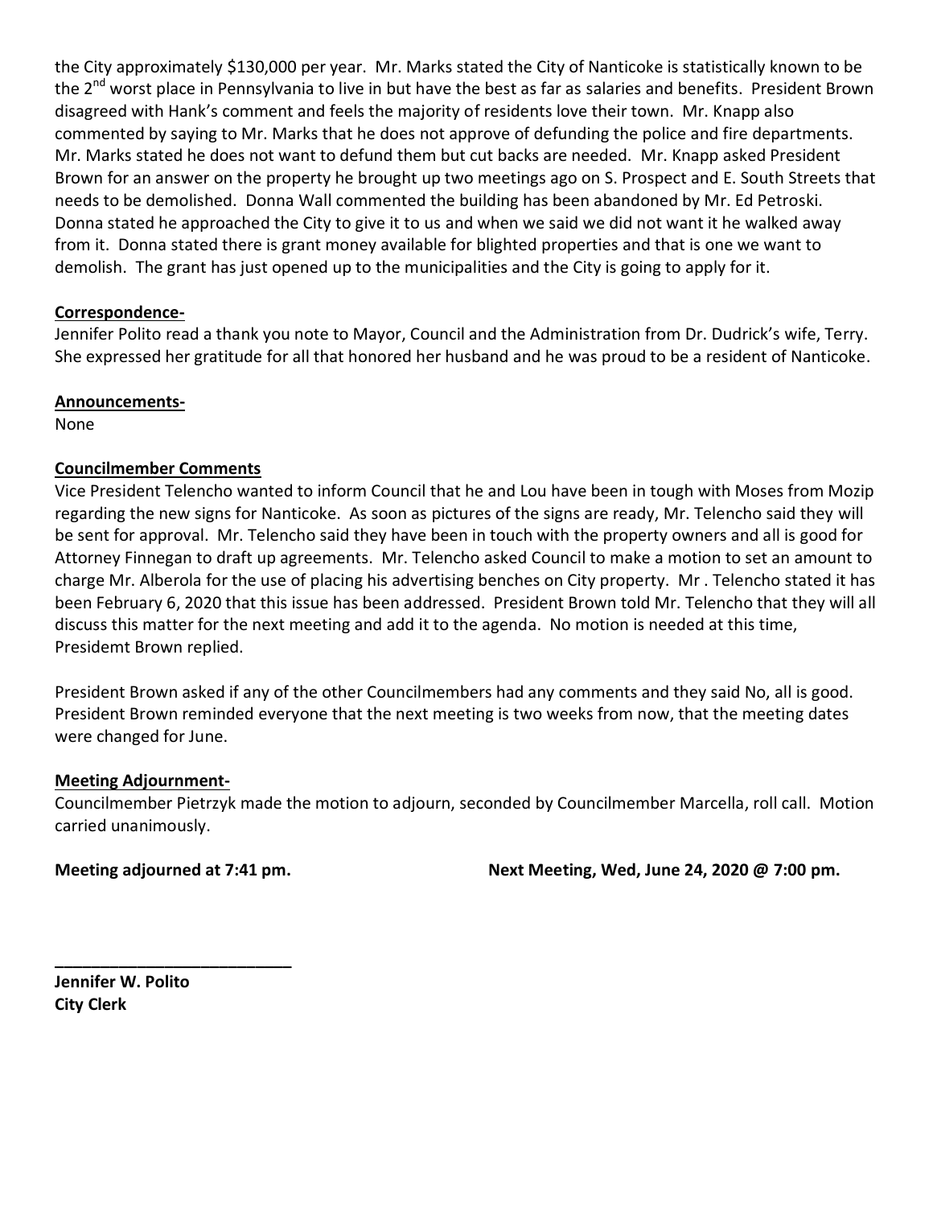the City approximately $130,000 per year. Mr. Marks stated the City of Nanticoke is statistically known to be the 2nd worst place in Pennsylvania to live in but have the best as far as salaries and benefits. President Brown disagreed with Hank's comment and feels the majority of residents love their town. Mr. Knapp also commented by saying to Mr. Marks that he does not approve of defunding the police and fire departments. Mr. Marks stated he does not want to defund them but cut backs are needed. Mr. Knapp asked President Brown for an answer on the property he brought up two meetings ago on S. Prospect and E. South Streets that needs to be demolished. Donna Wall commented the building has been abandoned by Mr. Ed Petroski. Donna stated he approached the City to give it to us and when we said we did not want it he walked away from it. Donna stated there is grant money available for blighted properties and that is one we want to demolish. The grant has just opened up to the municipalities and the City is going to apply for it.

**Correspondence-**

Jennifer Polito read a thank you note to Mayor, Council and the Administration from Dr. Dudrick's wife, Terry. She expressed her gratitude for all that honored her husband and he was proud to be a resident of Nanticoke.

**Announcements-**

None

**Councilmember Comments**

Vice President Telencho wanted to inform Council that he and Lou have been in tough with Moses from Mozip regarding the new signs for Nanticoke. As soon as pictures of the signs are ready, Mr. Telencho said they will be sent for approval. Mr. Telencho said they have been in touch with the property owners and all is good for Attorney Finnegan to draft up agreements. Mr. Telencho asked Council to make a motion to set an amount to charge Mr. Alberola for the use of placing his advertising benches on City property. Mr . Telencho stated it has been February 6, 2020 that this issue has been addressed. President Brown told Mr. Telencho that they will all discuss this matter for the next meeting and add it to the agenda. No motion is needed at this time, Presidemt Brown replied.

President Brown asked if any of the other Councilmembers had any comments and they said No, all is good. President Brown reminded everyone that the next meeting is two weeks from now, that the meeting dates were changed for June.

**Meeting Adjournment-**

Councilmember Pietrzyk made the motion to adjourn, seconded by Councilmember Marcella, roll call. Motion carried unanimously.

**Meeting adjourned at 7:41 pm.** **Next Meeting, Wed, June 24, 2020 @ 7:00 pm.**

\_\_\_\_\_\_\_\_\_\_\_\_\_\_\_\_\_\_\_\_\_\_\_\_\_\_

**Jennifer W. Polito**
**City Clerk**